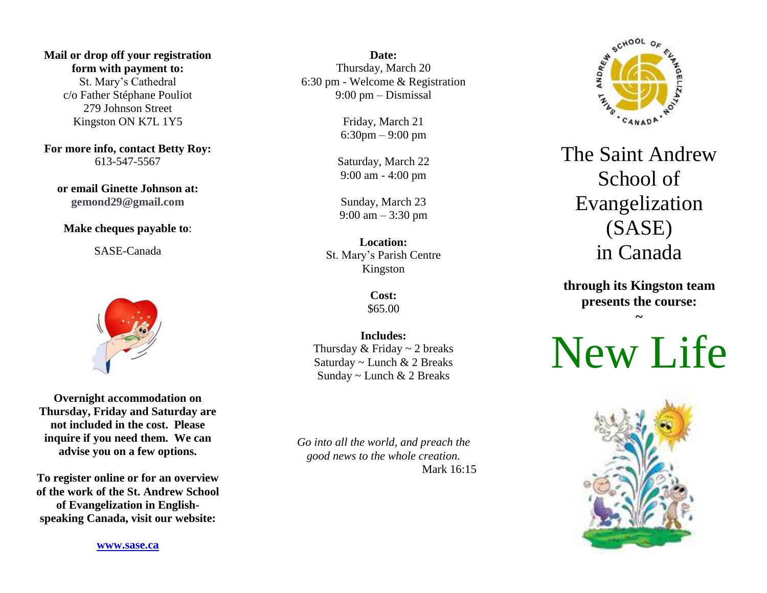**Mail or drop off your registration form with payment to:**
St. Mary's Cathedral
c/o Father Stéphane Pouliot
279 Johnson Street
Kingston ON K7L 1Y5

**For more info, contact Betty Roy:**
613-547-5567

**or email Ginette Johnson at:**
**gemond29@gmail.com**

**Make cheques payable to**:

SASE-Canada

**Overnight accommodation on Thursday, Friday and Saturday are not included in the cost. Please inquire if you need them. We can advise you on a few options.**

**To register online or for an overview of the work of the St. Andrew School of Evangelization in English-speaking Canada, visit our website:**

**www.sase.ca**

**Date:**
Thursday, March 20
6:30 pm - Welcome & Registration
9:00 pm – Dismissal

Friday, March 21
6:30pm – 9:00 pm

Saturday, March 22
9:00 am - 4:00 pm

Sunday, March 23
9:00 am – 3:30 pm

**Location:**
St. Mary's Parish Centre
Kingston

**Cost:**
$65.00

**Includes:**
Thursday & Friday ~ 2 breaks
Saturday ~ Lunch & 2 Breaks
Sunday ~ Lunch & 2 Breaks

*Go into all the world, and preach the good news to the whole creation.*
Mark 16:15

SAINT ANDREW SCHOOL OF EVANGELIZATION • CANADA •

# The Saint Andrew School of Evangelization (SASE) in Canada

**through its Kingston team presents the course:**

~

# New Life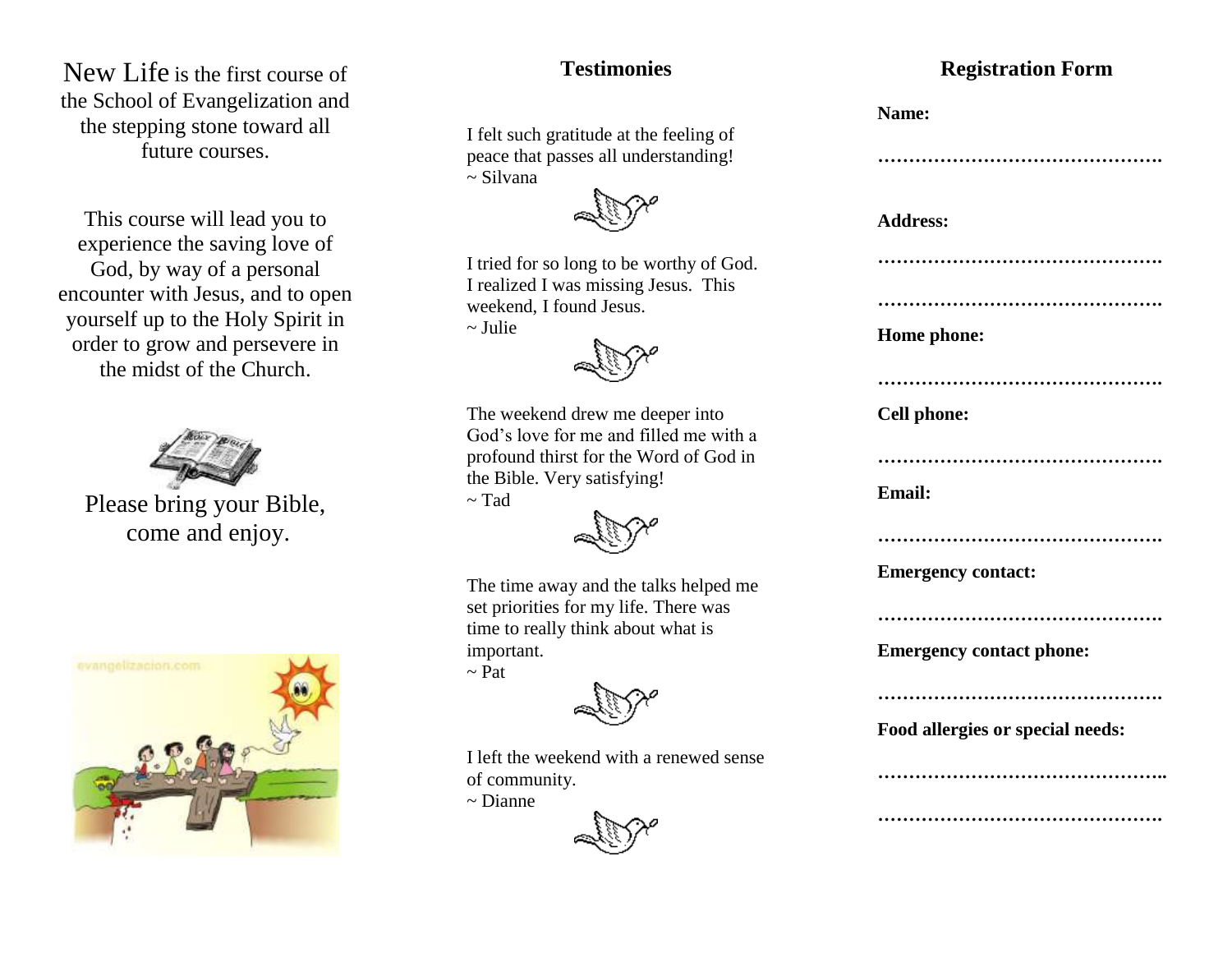**New Life** is the first course of the School of Evangelization and the stepping stone toward all future courses.

This course will lead you to experience the saving love of God, by way of a personal encounter with Jesus, and to open yourself up to the Holy Spirit in order to grow and persevere in the midst of the Church.

Please bring your Bible, come and enjoy.

## Testimonies

I felt such gratitude at the feeling of peace that passes all understanding!
~ Silvana

I tried for so long to be worthy of God. I realized I was missing Jesus. This weekend, I found Jesus.
~ Julie

The weekend drew me deeper into God's love for me and filled me with a profound thirst for the Word of God in the Bible. Very satisfying!
~ Tad

The time away and the talks helped me set priorities for my life. There was time to really think about what is important.
~ Pat

I left the weekend with a renewed sense of community.
~ Dianne

## Registration Form

**Name:**

……………………………………….

**Address:**

……………………………………….

……………………………………….

**Home phone:**

……………………………………….

**Cell phone:**

……………………………………….

**Email:**

……………………………………….

**Emergency contact:**

……………………………………….

**Emergency contact phone:**

……………………………………….

**Food allergies or special needs:**

………………………………………..

……………………………………….